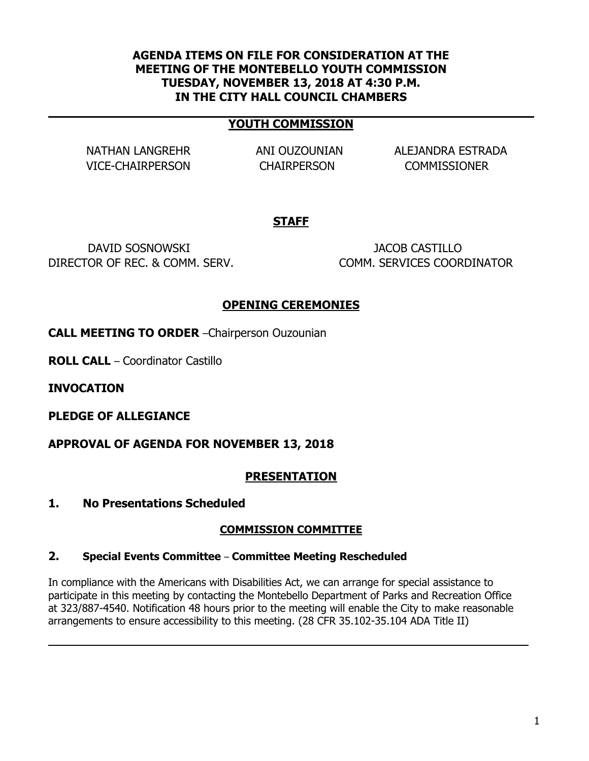# AGENDA ITEMS ON FILE FOR CONSIDERATION AT THE MEETING OF THE MONTEBELLO YOUTH COMMISSION TUESDAY, NOVEMBER 13, 2018 AT 4:30 P.M. IN THE CITY HALL COUNCIL CHAMBERS

---

## YOUTH COMMISSION

| NATHAN LANGREHR | ANI OUZOUNIAN | ALEJANDRA ESTRADA |
|---|---|---|
| VICE-CHAIRPERSON | CHAIRPERSON | COMMISSIONER |

## STAFF

| DAVID SOSNOWSKI | JACOB CASTILLO |
|---|---|
| DIRECTOR OF REC. & COMM. SERV. | COMM. SERVICES COORDINATOR |

## OPENING CEREMONIES

**CALL MEETING TO ORDER** –Chairperson Ouzounian

**ROLL CALL** – Coordinator Castillo

**INVOCATION**

**PLEDGE OF ALLEGIANCE**

**APPROVAL OF AGENDA FOR NOVEMBER 13, 2018**

## PRESENTATION

**1. No Presentations Scheduled**

## COMMISSION COMMITTEE

**2. Special Events Committee – Committee Meeting Rescheduled**

In compliance with the Americans with Disabilities Act, we can arrange for special assistance to participate in this meeting by contacting the Montebello Department of Parks and Recreation Office at 323/887-4540. Notification 48 hours prior to the meeting will enable the City to make reasonable arrangements to ensure accessibility to this meeting. (28 CFR 35.102-35.104 ADA Title II)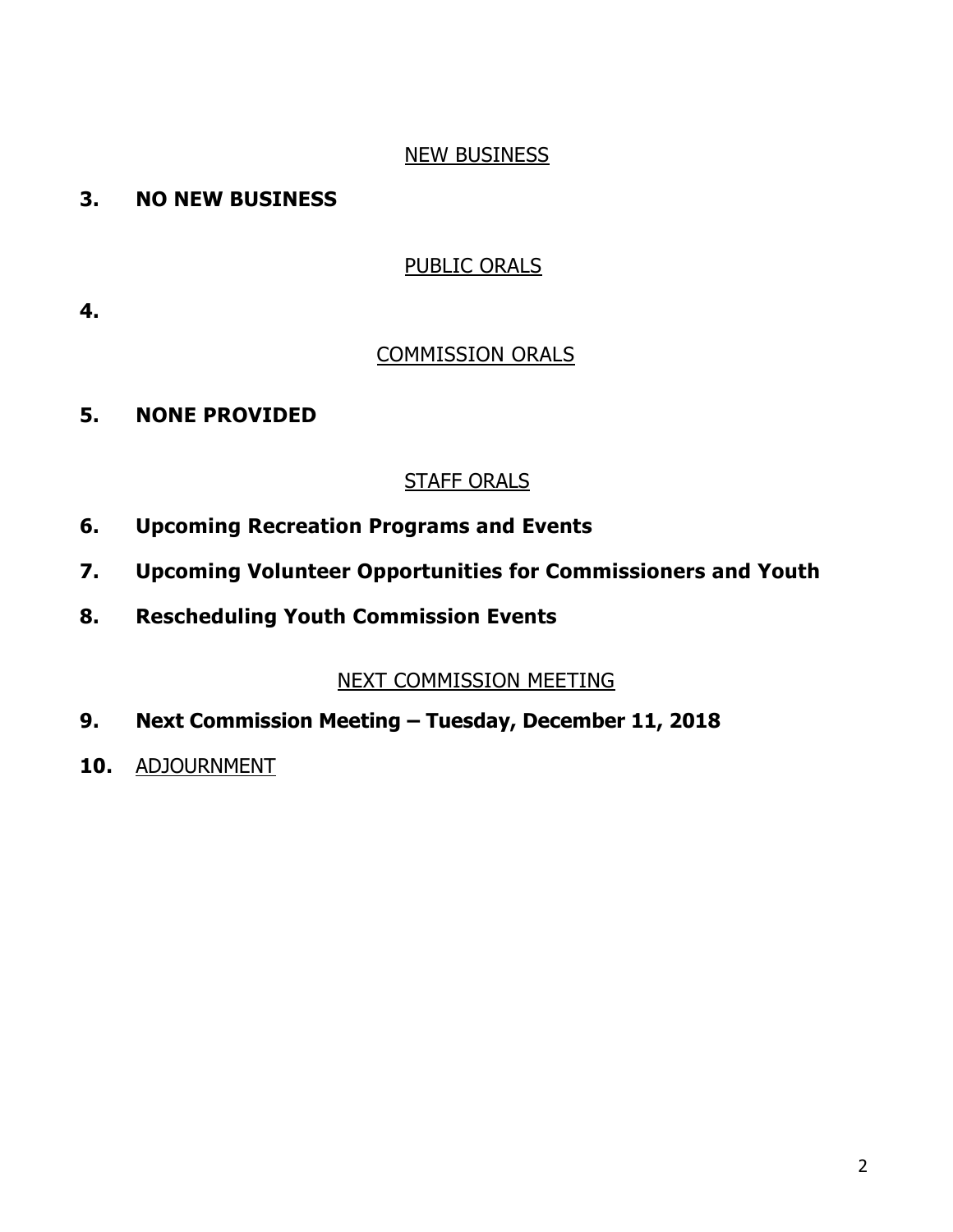## NEW BUSINESS

**3. NO NEW BUSINESS**

## PUBLIC ORALS

**4.**

## COMMISSION ORALS

**5. NONE PROVIDED**

## STAFF ORALS

**6. Upcoming Recreation Programs and Events**

**7. Upcoming Volunteer Opportunities for Commissioners and Youth**

**8. Rescheduling Youth Commission Events**

## NEXT COMMISSION MEETING

**9. Next Commission Meeting – Tuesday, December 11, 2018**

**10.** ADJOURNMENT